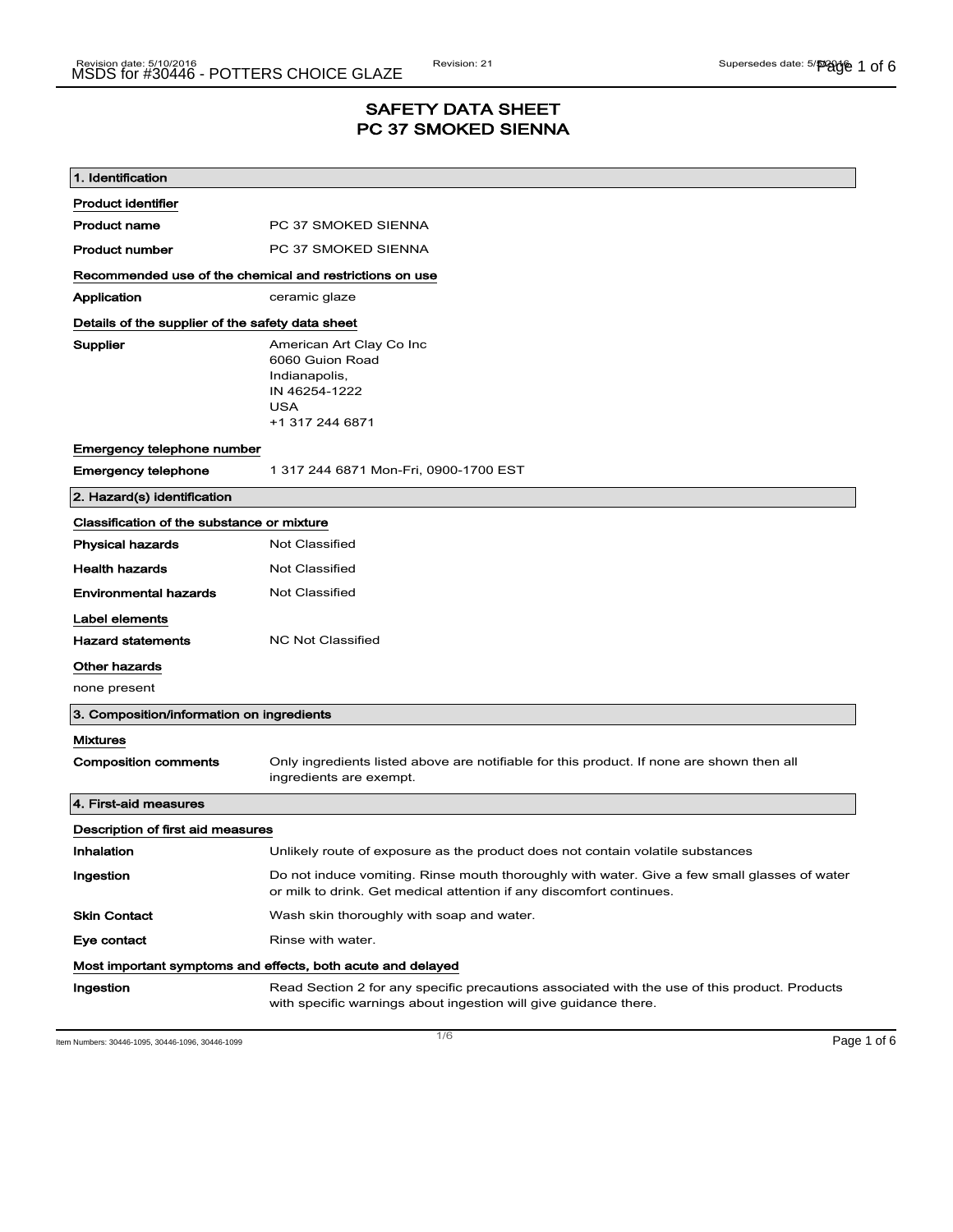# SAFETY DATA SHEET
# PC 37 SMOKED SIENNA

## 1. Identification

**Product identifier**

**Product name** PC 37 SMOKED SIENNA

**Product number** PC 37 SMOKED SIENNA

**Recommended use of the chemical and restrictions on use**

**Application** ceramic glaze

**Details of the supplier of the safety data sheet**

**Supplier**
American Art Clay Co Inc
6060 Guion Road
Indianapolis,
IN 46254-1222
USA
+1 317 244 6871

**Emergency telephone number**

**Emergency telephone** 1 317 244 6871 Mon-Fri, 0900-1700 EST

## 2. Hazard(s) identification

**Classification of the substance or mixture**

**Physical hazards** Not Classified

**Health hazards** Not Classified

**Environmental hazards** Not Classified

**Label elements**

**Hazard statements** NC Not Classified

**Other hazards**

none present

## 3. Composition/information on ingredients

**Mixtures**

**Composition comments** Only ingredients listed above are notifiable for this product. If none are shown then all ingredients are exempt.

## 4. First-aid measures

**Description of first aid measures**

**Inhalation** Unlikely route of exposure as the product does not contain volatile substances

**Ingestion** Do not induce vomiting. Rinse mouth thoroughly with water. Give a few small glasses of water or milk to drink. Get medical attention if any discomfort continues.

**Skin Contact** Wash skin thoroughly with soap and water.

**Eye contact** Rinse with water.

**Most important symptoms and effects, both acute and delayed**

**Ingestion** Read Section 2 for any specific precautions associated with the use of this product. Products with specific warnings about ingestion will give guidance there.

Item Numbers: 30446-1095, 30446-1096, 30446-1099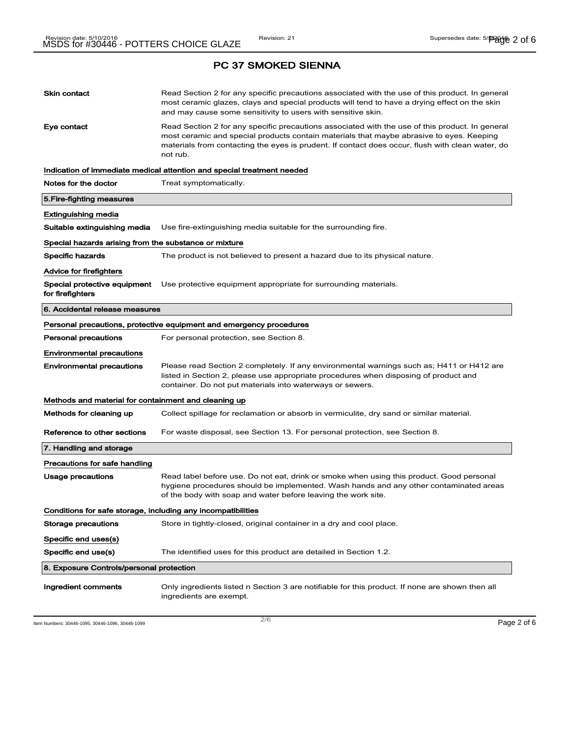## PC 37 SMOKED SIENNA

| | |
|---|---|
| **Skin contact** | Read Section 2 for any specific precautions associated with the use of this product. In general most ceramic glazes, clays and special products will tend to have a drying effect on the skin and may cause some sensitivity to users with sensitive skin. |
| **Eye contact** | Read Section 2 for any specific precautions associated with the use of this product. In general most ceramic and special products contain materials that maybe abrasive to eyes. Keeping materials from contacting the eyes is prudent. If contact does occur, flush with clean water, do not rub. |

**Indication of immediate medical attention and special treatment needed**

| | |
|---|---|
| **Notes for the doctor** | Treat symptomatically. |

### 5.Fire-fighting measures

**Extinguishing media**

| | |
|---|---|
| **Suitable extinguishing media** | Use fire-extinguishing media suitable for the surrounding fire. |

**Special hazards arising from the substance or mixture**

| | |
|---|---|
| **Specific hazards** | The product is not believed to present a hazard due to its physical nature. |

**Advice for firefighters**

| | |
|---|---|
| **Special protective equipment for firefighters** | Use protective equipment appropriate for surrounding materials. |

### 6. Accidental release measures

**Personal precautions, protective equipment and emergency procedures**

| | |
|---|---|
| **Personal precautions** | For personal protection, see Section 8. |

**Environmental precautions**

| | |
|---|---|
| **Environmental precautions** | Please read Section 2 completely. If any environmental warnings such as; H411 or H412 are listed in Section 2, please use appropriate procedures when disposing of product and container. Do not put materials into waterways or sewers. |

**Methods and material for containment and cleaning up**

| | |
|---|---|
| **Methods for cleaning up** | Collect spillage for reclamation or absorb in vermiculite, dry sand or similar material. |
| **Reference to other sections** | For waste disposal, see Section 13. For personal protection, see Section 8. |

### 7. Handling and storage

**Precautions for safe handling**

| | |
|---|---|
| **Usage precautions** | Read label before use. Do not eat, drink or smoke when using this product. Good personal hygiene procedures should be implemented. Wash hands and any other contaminated areas of the body with soap and water before leaving the work site. |

**Conditions for safe storage, including any incompatibilities**

| | |
|---|---|
| **Storage precautions** | Store in tightly-closed, original container in a dry and cool place. |

**Specific end uses(s)**

| | |
|---|---|
| **Specific end use(s)** | The identified uses for this product are detailed in Section 1.2. |

### 8. Exposure Controls/personal protection

| | |
|---|---|
| **Ingredient comments** | Only ingredients listed n Section 3 are notifiable for this product. If none are shown then all ingredients are exempt. |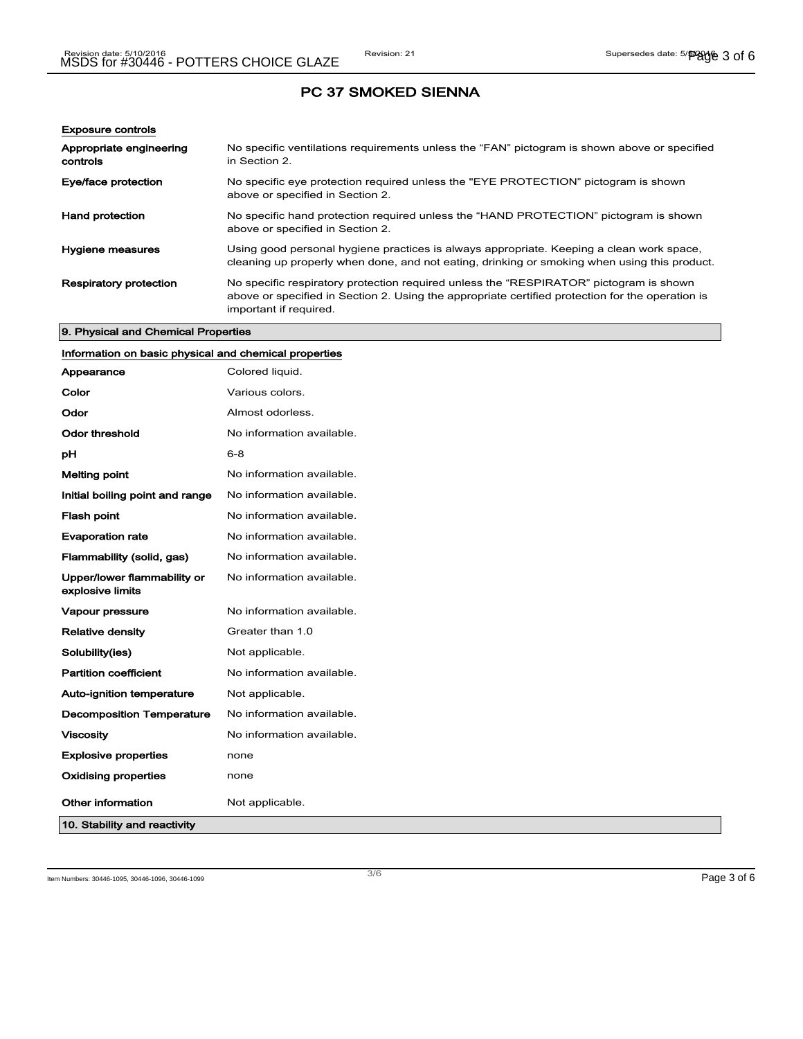# PC 37 SMOKED SIENNA

**Exposure controls**

| | |
|---|---|
| **Appropriate engineering controls** | No specific ventilations requirements unless the "FAN" pictogram is shown above or specified in Section 2. |
| **Eye/face protection** | No specific eye protection required unless the "EYE PROTECTION" pictogram is shown above or specified in Section 2. |
| **Hand protection** | No specific hand protection required unless the "HAND PROTECTION" pictogram is shown above or specified in Section 2. |
| **Hygiene measures** | Using good personal hygiene practices is always appropriate. Keeping a clean work space, cleaning up properly when done, and not eating, drinking or smoking when using this product. |
| **Respiratory protection** | No specific respiratory protection required unless the "RESPIRATOR" pictogram is shown above or specified in Section 2. Using the appropriate certified protection for the operation is important if required. |

## 9. Physical and Chemical Properties

**Information on basic physical and chemical properties**

| | |
|---|---|
| **Appearance** | Colored liquid. |
| **Color** | Various colors. |
| **Odor** | Almost odorless. |
| **Odor threshold** | No information available. |
| **pH** | 6-8 |
| **Melting point** | No information available. |
| **Initial boiling point and range** | No information available. |
| **Flash point** | No information available. |
| **Evaporation rate** | No information available. |
| **Flammability (solid, gas)** | No information available. |
| **Upper/lower flammability or explosive limits** | No information available. |
| **Vapour pressure** | No information available. |
| **Relative density** | Greater than 1.0 |
| **Solubility(ies)** | Not applicable. |
| **Partition coefficient** | No information available. |
| **Auto-ignition temperature** | Not applicable. |
| **Decomposition Temperature** | No information available. |
| **Viscosity** | No information available. |
| **Explosive properties** | none |
| **Oxidising properties** | none |
| **Other information** | Not applicable. |

## 10. Stability and reactivity

Item Numbers: 30446-1095, 30446-1096, 30446-1099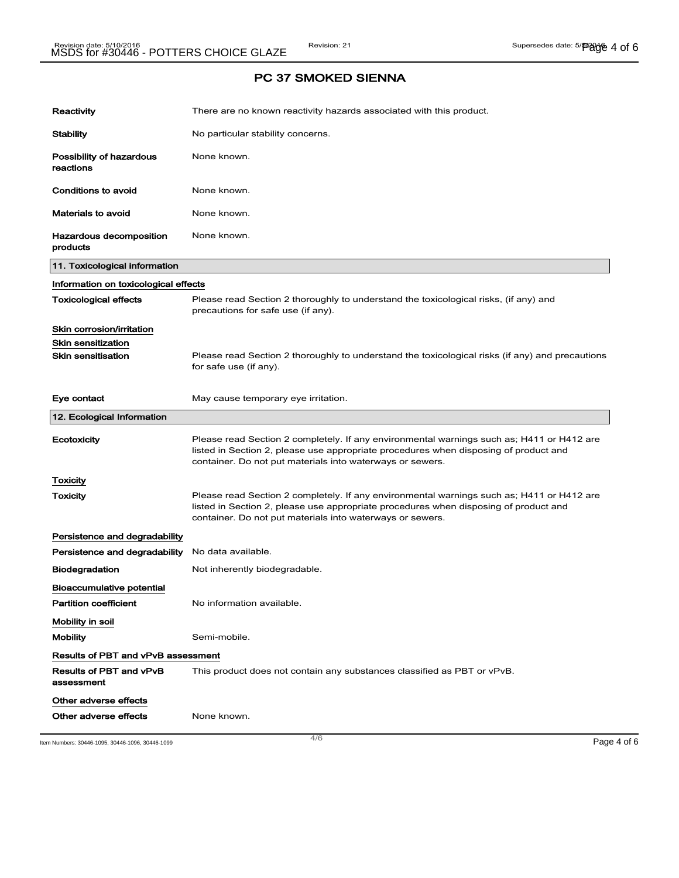## PC 37 SMOKED SIENNA

| | |
|---|---|
| **Reactivity** | There are no known reactivity hazards associated with this product. |
| **Stability** | No particular stability concerns. |
| **Possibility of hazardous reactions** | None known. |
| **Conditions to avoid** | None known. |
| **Materials to avoid** | None known. |
| **Hazardous decomposition products** | None known. |

### 11. Toxicological information

**Information on toxicological effects**

| | |
|---|---|
| **Toxicological effects** | Please read Section 2 thoroughly to understand the toxicological risks, (if any) and precautions for safe use (if any). |

**Skin corrosion/irritation**

**Skin sensitization**

| | |
|---|---|
| **Skin sensitisation** | Please read Section 2 thoroughly to understand the toxicological risks (if any) and precautions for safe use (if any). |
| **Eye contact** | May cause temporary eye irritation. |

### 12. Ecological Information

| | |
|---|---|
| **Ecotoxicity** | Please read Section 2 completely. If any environmental warnings such as; H411 or H412 are listed in Section 2, please use appropriate procedures when disposing of product and container. Do not put materials into waterways or sewers. |

**Toxicity**

| | |
|---|---|
| **Toxicity** | Please read Section 2 completely. If any environmental warnings such as; H411 or H412 are listed in Section 2, please use appropriate procedures when disposing of product and container. Do not put materials into waterways or sewers. |

**Persistence and degradability**

| | |
|---|---|
| **Persistence and degradability** | No data available. |
| **Biodegradation** | Not inherently biodegradable. |

**Bioaccumulative potential**

| | |
|---|---|
| **Partition coefficient** | No information available. |

**Mobility in soil**

| | |
|---|---|
| **Mobility** | Semi-mobile. |

**Results of PBT and vPvB assessment**

| | |
|---|---|
| **Results of PBT and vPvB assessment** | This product does not contain any substances classified as PBT or vPvB. |

**Other adverse effects**

| | |
|---|---|
| **Other adverse effects** | None known. |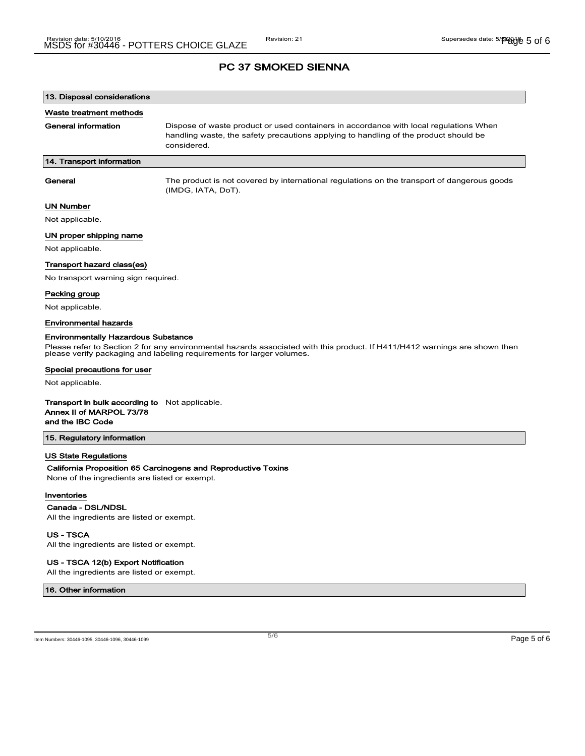## PC 37 SMOKED SIENNA

### 13. Disposal considerations

#### Waste treatment methods

**General information** Dispose of waste product or used containers in accordance with local regulations When handling waste, the safety precautions applying to handling of the product should be considered.

### 14. Transport information

**General** The product is not covered by international regulations on the transport of dangerous goods (IMDG, IATA, DoT).

#### UN Number

Not applicable.

#### UN proper shipping name

Not applicable.

#### Transport hazard class(es)

No transport warning sign required.

#### Packing group

Not applicable.

#### Environmental hazards

**Environmentally Hazardous Substance**

Please refer to Section 2 for any environmental hazards associated with this product. If H411/H412 warnings are shown then please verify packaging and labeling requirements for larger volumes.

#### Special precautions for user

Not applicable.

**Transport in bulk according to Annex II of MARPOL 73/78 and the IBC Code** Not applicable.

### 15. Regulatory information

#### US State Regulations

**California Proposition 65 Carcinogens and Reproductive Toxins**

None of the ingredients are listed or exempt.

#### Inventories

**Canada - DSL/NDSL**

All the ingredients are listed or exempt.

**US - TSCA**

All the ingredients are listed or exempt.

**US - TSCA 12(b) Export Notification**

All the ingredients are listed or exempt.

### 16. Other information

Item Numbers: 30446-1095, 30446-1096, 30446-1099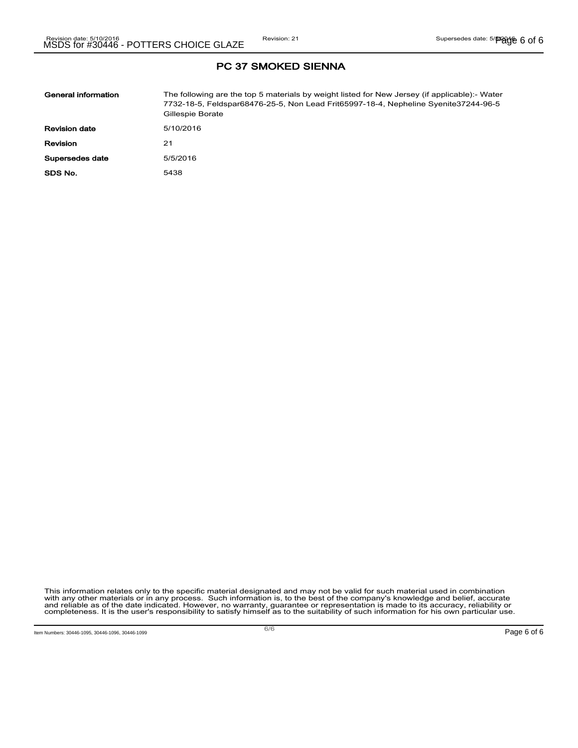## PC 37 SMOKED SIENNA

| | |
|---|---|
| **General information** | The following are the top 5 materials by weight listed for New Jersey (if applicable):- Water 7732-18-5, Feldspar68476-25-5, Non Lead Frit65997-18-4, Nepheline Syenite37244-96-5 Gillespie Borate |
| **Revision date** | 5/10/2016 |
| **Revision** | 21 |
| **Supersedes date** | 5/5/2016 |
| **SDS No.** | 5438 |

This information relates only to the specific material designated and may not be valid for such material used in combination with any other materials or in any process. Such information is, to the best of the company's knowledge and belief, accurate and reliable as of the date indicated. However, no warranty, guarantee or representation is made to its accuracy, reliability or completeness. It is the user's responsibility to satisfy himself as to the suitability of such information for his own particular use.

Item Numbers: 30446-1095, 30446-1096, 30446-1099